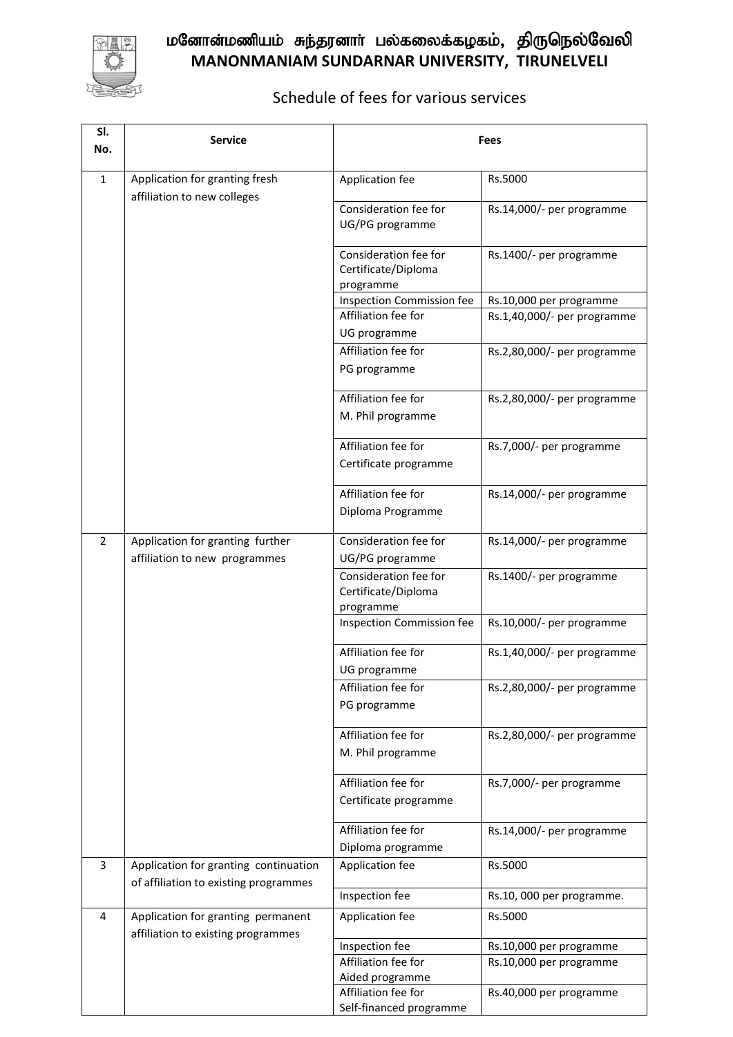# மனோன்மணியம் சுந்தரனார் பல்கலைக்கழகம், திருநெல்வேலி
# MANONMANIAM SUNDARNAR UNIVERSITY, TIRUNELVELI

## Schedule of fees for various services

| Sl. No. | Service | Fees | |
|---|---|---|---|
| 1 | Application for granting fresh affiliation to new colleges | Application fee | Rs.5000 |
| | | Consideration fee for UG/PG programme | Rs.14,000/- per programme |
| | | Consideration fee for Certificate/Diploma programme | Rs.1400/- per programme |
| | | Inspection Commission fee | Rs.10,000 per programme |
| | | Affiliation fee for UG programme | Rs.1,40,000/- per programme |
| | | Affiliation fee for PG programme | Rs.2,80,000/- per programme |
| | | Affiliation fee for M. Phil programme | Rs.2,80,000/- per programme |
| | | Affiliation fee for Certificate programme | Rs.7,000/- per programme |
| | | Affiliation fee for Diploma Programme | Rs.14,000/- per programme |
| 2 | Application for granting further affiliation to new programmes | Consideration fee for UG/PG programme | Rs.14,000/- per programme |
| | | Consideration fee for Certificate/Diploma programme | Rs.1400/- per programme |
| | | Inspection Commission fee | Rs.10,000/- per programme |
| | | Affiliation fee for UG programme | Rs.1,40,000/- per programme |
| | | Affiliation fee for PG programme | Rs.2,80,000/- per programme |
| | | Affiliation fee for M. Phil programme | Rs.2,80,000/- per programme |
| | | Affiliation fee for Certificate programme | Rs.7,000/- per programme |
| | | Affiliation fee for Diploma programme | Rs.14,000/- per programme |
| 3 | Application for granting continuation of affiliation to existing programmes | Application fee | Rs.5000 |
| | | Inspection fee | Rs.10, 000 per programme. |
| 4 | Application for granting permanent affiliation to existing programmes | Application fee | Rs.5000 |
| | | Inspection fee | Rs.10,000 per programme |
| | | Affiliation fee for Aided programme | Rs.10,000 per programme |
| | | Affiliation fee for Self-financed programme | Rs.40,000 per programme |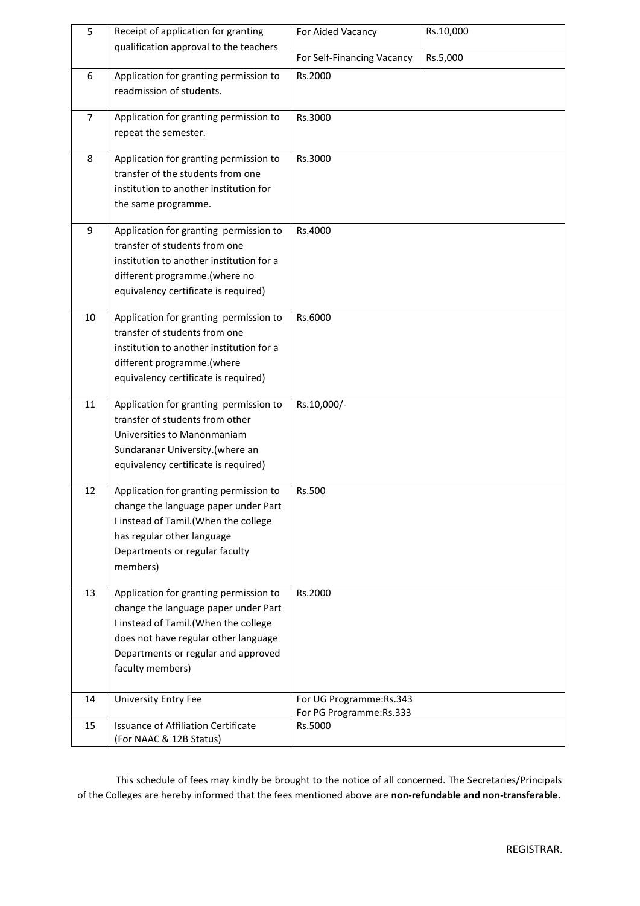| | | | |
|---|---|---|---|
| 5 | Receipt of application for granting qualification approval to the teachers | For Aided Vacancy | Rs.10,000 |
| | | For Self-Financing Vacancy | Rs.5,000 |
| 6 | Application for granting permission to readmission of students. | Rs.2000 | |
| 7 | Application for granting permission to repeat the semester. | Rs.3000 | |
| 8 | Application for granting permission to transfer of the students from one institution to another institution for the same programme. | Rs.3000 | |
| 9 | Application for granting permission to transfer of students from one institution to another institution for a different programme.(where no equivalency certificate is required) | Rs.4000 | |
| 10 | Application for granting permission to transfer of students from one institution to another institution for a different programme.(where equivalency certificate is required) | Rs.6000 | |
| 11 | Application for granting permission to transfer of students from other Universities to Manonmaniam Sundaranar University.(where an equivalency certificate is required) | Rs.10,000/- | |
| 12 | Application for granting permission to change the language paper under Part I instead of Tamil.(When the college has regular other language Departments or regular faculty members) | Rs.500 | |
| 13 | Application for granting permission to change the language paper under Part I instead of Tamil.(When the college does not have regular other language Departments or regular and approved faculty members) | Rs.2000 | |
| 14 | University Entry Fee | For UG Programme:Rs.343<br>For PG Programme:Rs.333 | |
| 15 | Issuance of Affiliation Certificate (For NAAC & 12B Status) | Rs.5000 | |

This schedule of fees may kindly be brought to the notice of all concerned. The Secretaries/Principals of the Colleges are hereby informed that the fees mentioned above are **non-refundable and non-transferable.**

REGISTRAR.